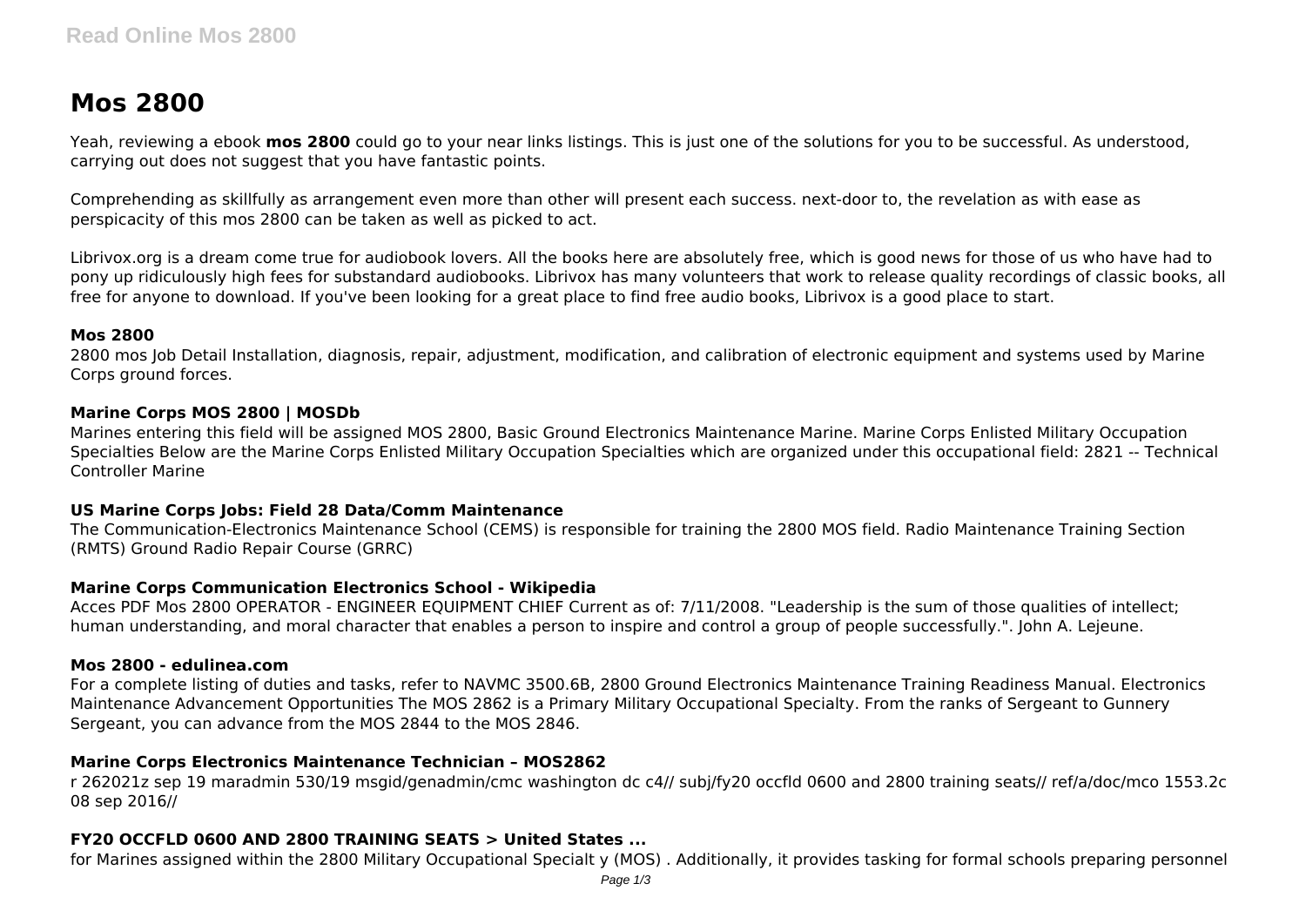# Mos 2800

Yeah, reviewing a ebook **mos 2800** could go to your near links listings. This is just one of the solutions for you to be successful. As understood, carrying out does not suggest that you have fantastic points.

Comprehending as skillfully as arrangement even more than other will present each success. next-door to, the revelation as with ease as perspicacity of this mos 2800 can be taken as well as picked to act.

Librivox.org is a dream come true for audiobook lovers. All the books here are absolutely free, which is good news for those of us who have had to pony up ridiculously high fees for substandard audiobooks. Librivox has many volunteers that work to release quality recordings of classic books, all free for anyone to download. If you've been looking for a great place to find free audio books, Librivox is a good place to start.

### Mos 2800

2800 mos Job Detail Installation, diagnosis, repair, adjustment, modification, and calibration of electronic equipment and systems used by Marine Corps ground forces.

### Marine Corps MOS 2800 | MOSDb

Marines entering this field will be assigned MOS 2800, Basic Ground Electronics Maintenance Marine. Marine Corps Enlisted Military Occupation Specialties Below are the Marine Corps Enlisted Military Occupation Specialties which are organized under this occupational field: 2821 -- Technical Controller Marine

### US Marine Corps Jobs: Field 28 Data/Comm Maintenance

The Communication-Electronics Maintenance School (CEMS) is responsible for training the 2800 MOS field. Radio Maintenance Training Section (RMTS) Ground Radio Repair Course (GRRC)

### Marine Corps Communication Electronics School - Wikipedia

Acces PDF Mos 2800 OPERATOR - ENGINEER EQUIPMENT CHIEF Current as of: 7/11/2008. "Leadership is the sum of those qualities of intellect; human understanding, and moral character that enables a person to inspire and control a group of people successfully.". John A. Lejeune.

### Mos 2800 - edulinea.com

For a complete listing of duties and tasks, refer to NAVMC 3500.6B, 2800 Ground Electronics Maintenance Training Readiness Manual. Electronics Maintenance Advancement Opportunities The MOS 2862 is a Primary Military Occupational Specialty. From the ranks of Sergeant to Gunnery Sergeant, you can advance from the MOS 2844 to the MOS 2846.

### Marine Corps Electronics Maintenance Technician – MOS2862

r 262021z sep 19 maradmin 530/19 msgid/genadmin/cmc washington dc c4// subj/fy20 occfld 0600 and 2800 training seats// ref/a/doc/mco 1553.2c 08 sep 2016//

### FY20 OCCFLD 0600 AND 2800 TRAINING SEATS > United States ...

for Marines assigned within the 2800 Military Occupational Specialt y (MOS) . Additionally, it provides tasking for formal schools preparing personnel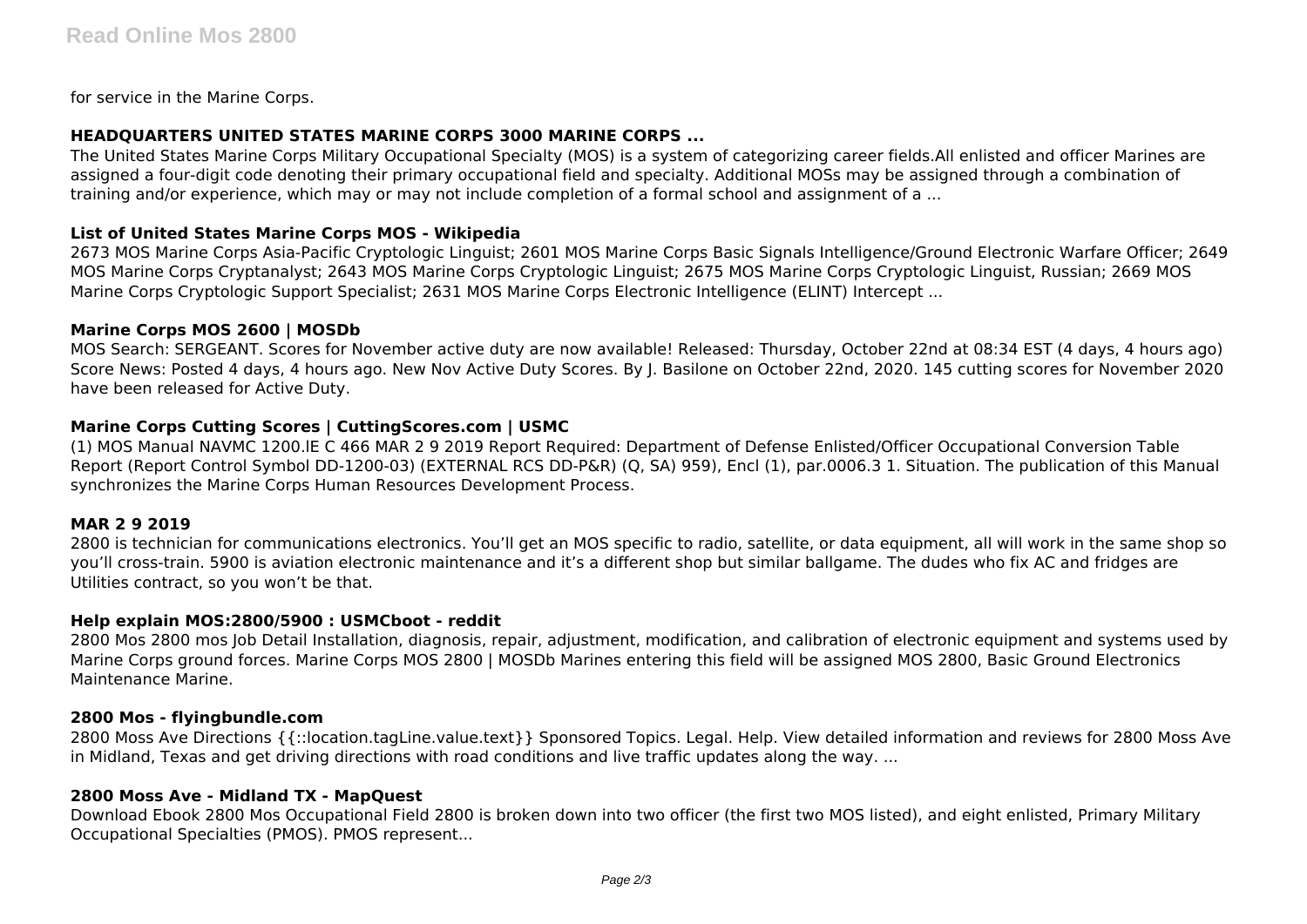for service in the Marine Corps.

### HEADQUARTERS UNITED STATES MARINE CORPS 3000 MARINE CORPS ...

The United States Marine Corps Military Occupational Specialty (MOS) is a system of categorizing career fields.All enlisted and officer Marines are assigned a four-digit code denoting their primary occupational field and specialty. Additional MOSs may be assigned through a combination of training and/or experience, which may or may not include completion of a formal school and assignment of a ...

### List of United States Marine Corps MOS - Wikipedia

2673 MOS Marine Corps Asia-Pacific Cryptologic Linguist; 2601 MOS Marine Corps Basic Signals Intelligence/Ground Electronic Warfare Officer; 2649 MOS Marine Corps Cryptanalyst; 2643 MOS Marine Corps Cryptologic Linguist; 2675 MOS Marine Corps Cryptologic Linguist, Russian; 2669 MOS Marine Corps Cryptologic Support Specialist; 2631 MOS Marine Corps Electronic Intelligence (ELINT) Intercept ...

### Marine Corps MOS 2600 | MOSDb

MOS Search: SERGEANT. Scores for November active duty are now available! Released: Thursday, October 22nd at 08:34 EST (4 days, 4 hours ago) Score News: Posted 4 days, 4 hours ago. New Nov Active Duty Scores. By J. Basilone on October 22nd, 2020. 145 cutting scores for November 2020 have been released for Active Duty.

### Marine Corps Cutting Scores | CuttingScores.com | USMC

(1) MOS Manual NAVMC 1200.lE C 466 MAR 2 9 2019 Report Required: Department of Defense Enlisted/Officer Occupational Conversion Table Report (Report Control Symbol DD-1200-03) (EXTERNAL RCS DD-P&R) (Q, SA) 959), Encl (1), par.0006.3 1. Situation. The publication of this Manual synchronizes the Marine Corps Human Resources Development Process.

### MAR 2 9 2019

2800 is technician for communications electronics. You'll get an MOS specific to radio, satellite, or data equipment, all will work in the same shop so you'll cross-train. 5900 is aviation electronic maintenance and it's a different shop but similar ballgame. The dudes who fix AC and fridges are Utilities contract, so you won't be that.

### Help explain MOS:2800/5900 : USMCboot - reddit

2800 Mos 2800 mos Job Detail Installation, diagnosis, repair, adjustment, modification, and calibration of electronic equipment and systems used by Marine Corps ground forces. Marine Corps MOS 2800 | MOSDb Marines entering this field will be assigned MOS 2800, Basic Ground Electronics Maintenance Marine.

### 2800 Mos - flyingbundle.com

2800 Moss Ave Directions {{::location.tagLine.value.text}} Sponsored Topics. Legal. Help. View detailed information and reviews for 2800 Moss Ave in Midland, Texas and get driving directions with road conditions and live traffic updates along the way. ...

### 2800 Moss Ave - Midland TX - MapQuest

Download Ebook 2800 Mos Occupational Field 2800 is broken down into two officer (the first two MOS listed), and eight enlisted, Primary Military Occupational Specialties (PMOS). PMOS represent...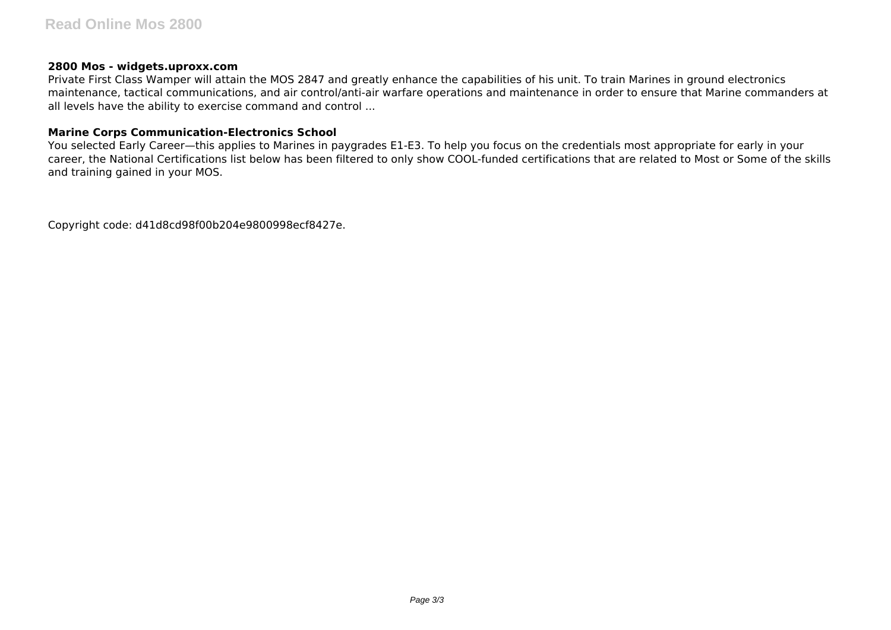**2800 Mos - widgets.uproxx.com**

Private First Class Wamper will attain the MOS 2847 and greatly enhance the capabilities of his unit. To train Marines in ground electronics maintenance, tactical communications, and air control/anti-air warfare operations and maintenance in order to ensure that Marine commanders at all levels have the ability to exercise command and control ...

**Marine Corps Communication-Electronics School**

You selected Early Career—this applies to Marines in paygrades E1-E3. To help you focus on the credentials most appropriate for early in your career, the National Certifications list below has been filtered to only show COOL-funded certifications that are related to Most or Some of the skills and training gained in your MOS.

Copyright code: d41d8cd98f00b204e9800998ecf8427e.